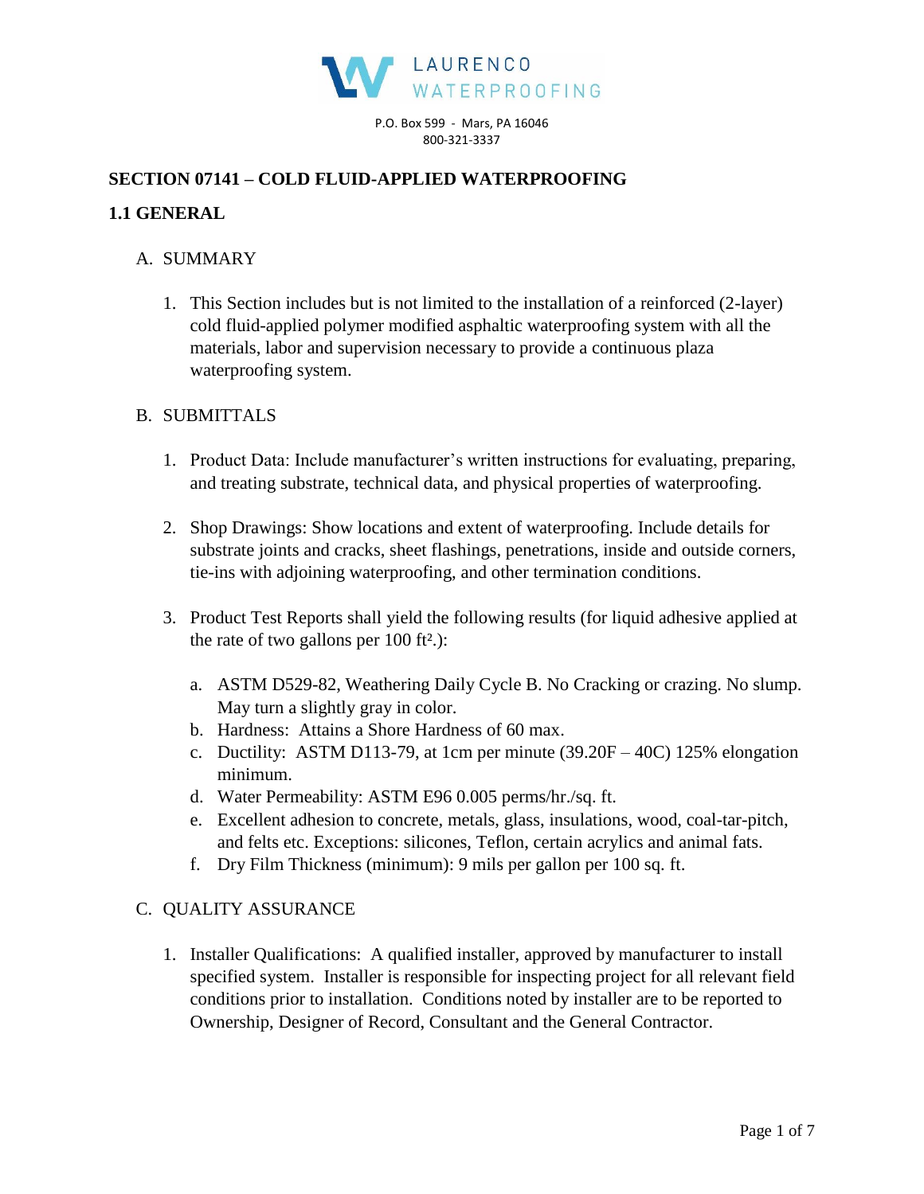LAURENCO WATERPROOFING

P.O. Box 599 - Mars, PA 16046
800-321-3337

## SECTION 07141 – COLD FLUID-APPLIED WATERPROOFING

### 1.1 GENERAL

A. SUMMARY

1. This Section includes but is not limited to the installation of a reinforced (2-layer) cold fluid-applied polymer modified asphaltic waterproofing system with all the materials, labor and supervision necessary to provide a continuous plaza waterproofing system.

B. SUBMITTALS

1. Product Data: Include manufacturer's written instructions for evaluating, preparing, and treating substrate, technical data, and physical properties of waterproofing.

2. Shop Drawings: Show locations and extent of waterproofing. Include details for substrate joints and cracks, sheet flashings, penetrations, inside and outside corners, tie-ins with adjoining waterproofing, and other termination conditions.

3. Product Test Reports shall yield the following results (for liquid adhesive applied at the rate of two gallons per 100 ft².):

   a. ASTM D529-82, Weathering Daily Cycle B. No Cracking or crazing. No slump. May turn a slightly gray in color.
   b. Hardness: Attains a Shore Hardness of 60 max.
   c. Ductility: ASTM D113-79, at 1cm per minute (39.20F – 40C) 125% elongation minimum.
   d. Water Permeability: ASTM E96 0.005 perms/hr./sq. ft.
   e. Excellent adhesion to concrete, metals, glass, insulations, wood, coal-tar-pitch, and felts etc. Exceptions: silicones, Teflon, certain acrylics and animal fats.
   f. Dry Film Thickness (minimum): 9 mils per gallon per 100 sq. ft.

C. QUALITY ASSURANCE

1. Installer Qualifications: A qualified installer, approved by manufacturer to install specified system. Installer is responsible for inspecting project for all relevant field conditions prior to installation. Conditions noted by installer are to be reported to Ownership, Designer of Record, Consultant and the General Contractor.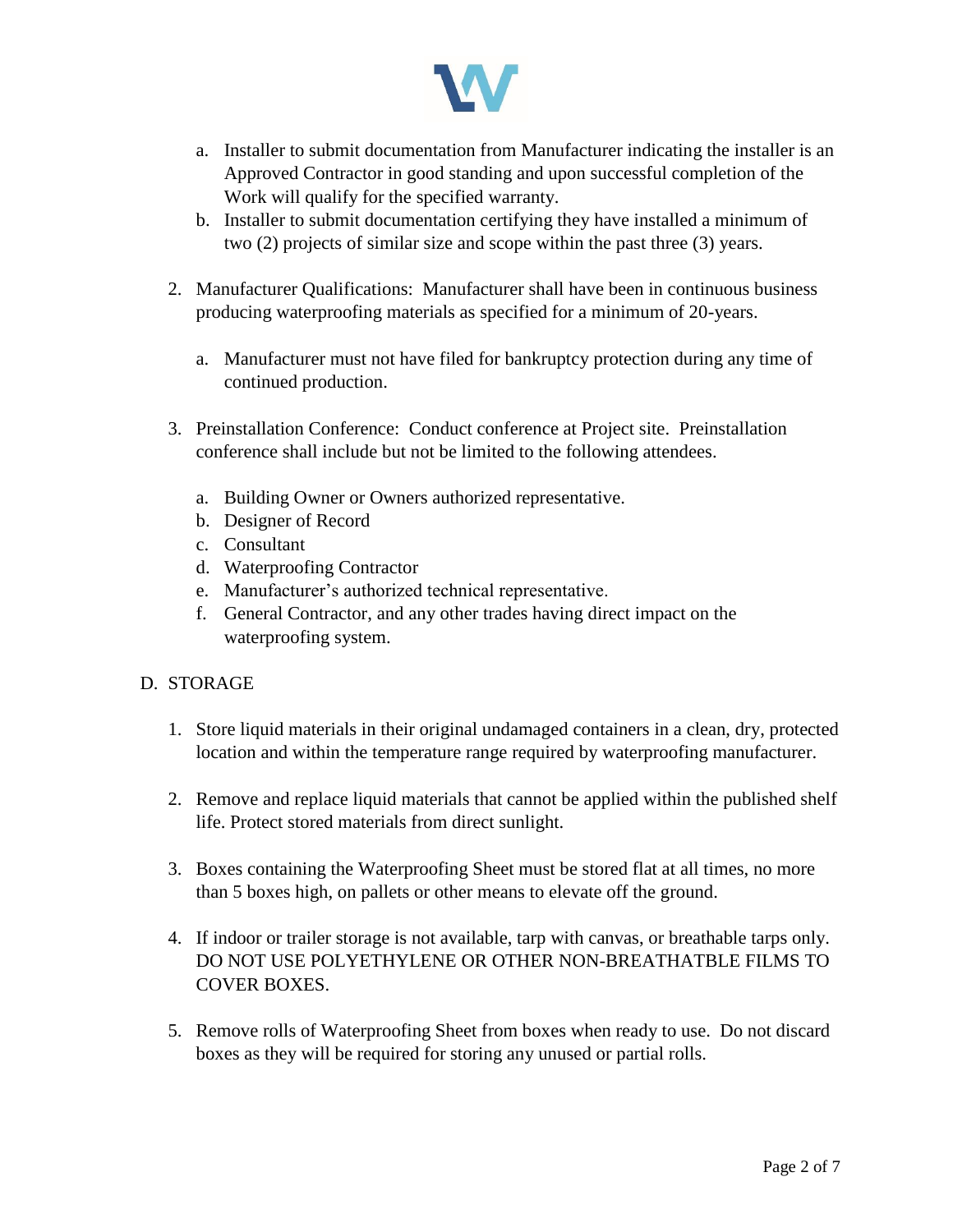a. Installer to submit documentation from Manufacturer indicating the installer is an Approved Contractor in good standing and upon successful completion of the Work will qualify for the specified warranty.
b. Installer to submit documentation certifying they have installed a minimum of two (2) projects of similar size and scope within the past three (3) years.

2. Manufacturer Qualifications: Manufacturer shall have been in continuous business producing waterproofing materials as specified for a minimum of 20-years.

   a. Manufacturer must not have filed for bankruptcy protection during any time of continued production.

3. Preinstallation Conference: Conduct conference at Project site. Preinstallation conference shall include but not be limited to the following attendees.

   a. Building Owner or Owners authorized representative.
   b. Designer of Record
   c. Consultant
   d. Waterproofing Contractor
   e. Manufacturer's authorized technical representative.
   f. General Contractor, and any other trades having direct impact on the waterproofing system.

D. STORAGE

1. Store liquid materials in their original undamaged containers in a clean, dry, protected location and within the temperature range required by waterproofing manufacturer.

2. Remove and replace liquid materials that cannot be applied within the published shelf life. Protect stored materials from direct sunlight.

3. Boxes containing the Waterproofing Sheet must be stored flat at all times, no more than 5 boxes high, on pallets or other means to elevate off the ground.

4. If indoor or trailer storage is not available, tarp with canvas, or breathable tarps only. DO NOT USE POLYETHYLENE OR OTHER NON-BREATHATBLE FILMS TO COVER BOXES.

5. Remove rolls of Waterproofing Sheet from boxes when ready to use. Do not discard boxes as they will be required for storing any unused or partial rolls.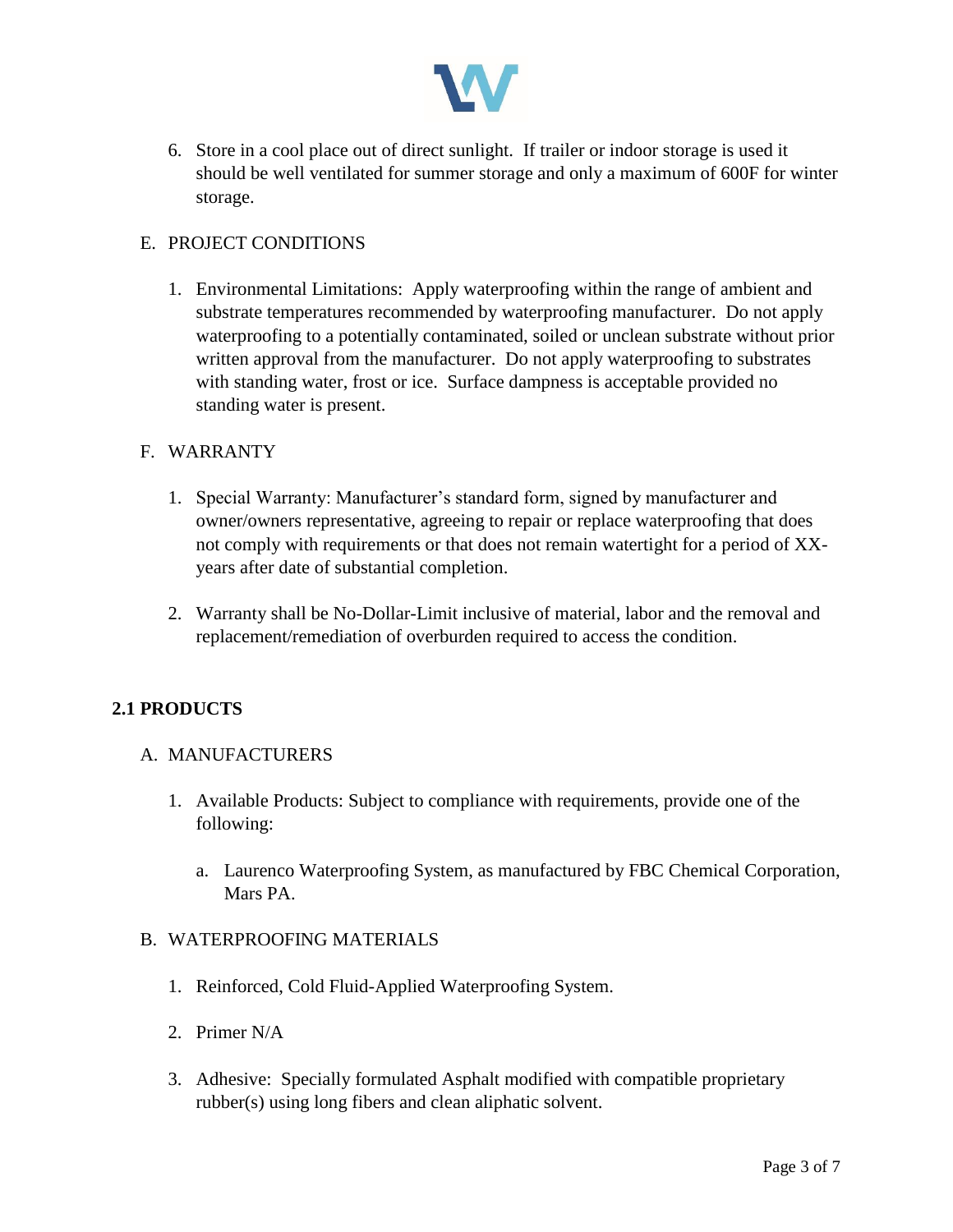6. Store in a cool place out of direct sunlight. If trailer or indoor storage is used it should be well ventilated for summer storage and only a maximum of 600F for winter storage.

E. PROJECT CONDITIONS

1. Environmental Limitations: Apply waterproofing within the range of ambient and substrate temperatures recommended by waterproofing manufacturer. Do not apply waterproofing to a potentially contaminated, soiled or unclean substrate without prior written approval from the manufacturer. Do not apply waterproofing to substrates with standing water, frost or ice. Surface dampness is acceptable provided no standing water is present.

F. WARRANTY

1. Special Warranty: Manufacturer's standard form, signed by manufacturer and owner/owners representative, agreeing to repair or replace waterproofing that does not comply with requirements or that does not remain watertight for a period of XX-years after date of substantial completion.

2. Warranty shall be No-Dollar-Limit inclusive of material, labor and the removal and replacement/remediation of overburden required to access the condition.

## 2.1 PRODUCTS

A. MANUFACTURERS

1. Available Products: Subject to compliance with requirements, provide one of the following:

   a. Laurenco Waterproofing System, as manufactured by FBC Chemical Corporation, Mars PA.

B. WATERPROOFING MATERIALS

1. Reinforced, Cold Fluid-Applied Waterproofing System.

2. Primer N/A

3. Adhesive: Specially formulated Asphalt modified with compatible proprietary rubber(s) using long fibers and clean aliphatic solvent.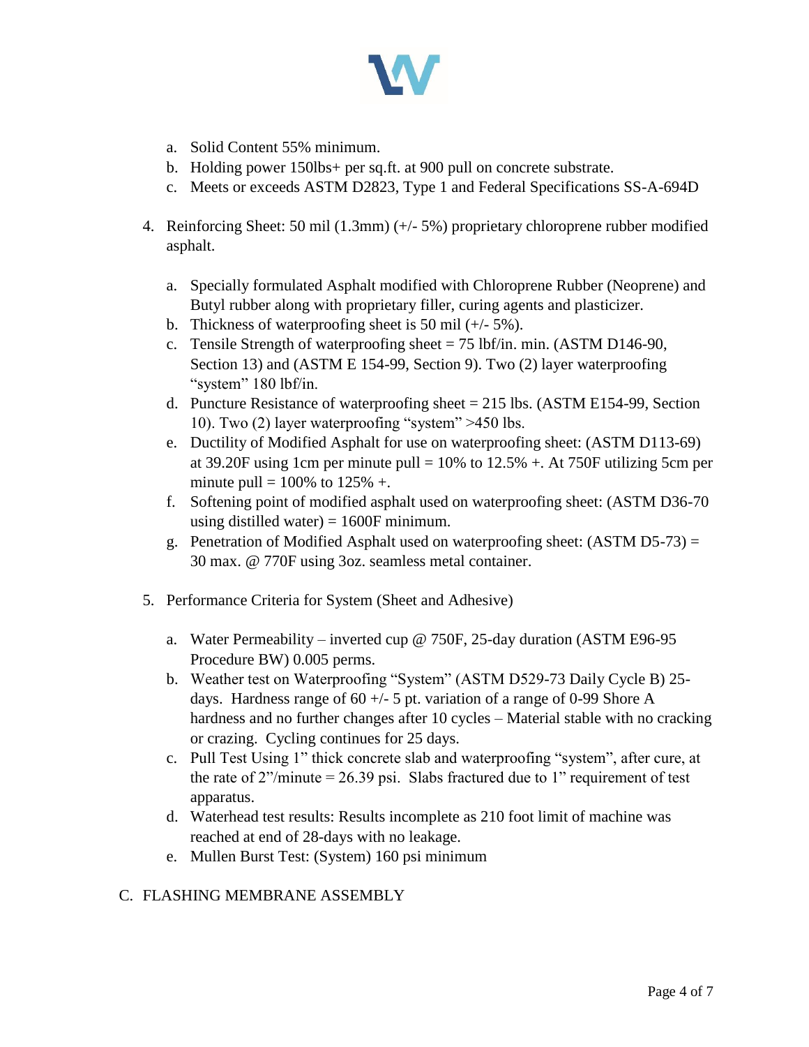a. Solid Content 55% minimum.
b. Holding power 150lbs+ per sq.ft. at 900 pull on concrete substrate.
c. Meets or exceeds ASTM D2823, Type 1 and Federal Specifications SS-A-694D

4. Reinforcing Sheet: 50 mil (1.3mm) (+/- 5%) proprietary chloroprene rubber modified asphalt.

   a. Specially formulated Asphalt modified with Chloroprene Rubber (Neoprene) and Butyl rubber along with proprietary filler, curing agents and plasticizer.
   b. Thickness of waterproofing sheet is 50 mil (+/- 5%).
   c. Tensile Strength of waterproofing sheet = 75 lbf/in. min. (ASTM D146-90, Section 13) and (ASTM E 154-99, Section 9). Two (2) layer waterproofing "system" 180 lbf/in.
   d. Puncture Resistance of waterproofing sheet = 215 lbs. (ASTM E154-99, Section 10). Two (2) layer waterproofing "system" >450 lbs.
   e. Ductility of Modified Asphalt for use on waterproofing sheet: (ASTM D113-69) at 39.20F using 1cm per minute pull = 10% to 12.5% +. At 750F utilizing 5cm per minute pull = 100% to 125% +.
   f. Softening point of modified asphalt used on waterproofing sheet: (ASTM D36-70 using distilled water) = 1600F minimum.
   g. Penetration of Modified Asphalt used on waterproofing sheet: (ASTM D5-73) = 30 max. @ 770F using 3oz. seamless metal container.

5. Performance Criteria for System (Sheet and Adhesive)

   a. Water Permeability – inverted cup @ 750F, 25-day duration (ASTM E96-95 Procedure BW) 0.005 perms.
   b. Weather test on Waterproofing "System" (ASTM D529-73 Daily Cycle B) 25-days. Hardness range of 60 +/- 5 pt. variation of a range of 0-99 Shore A hardness and no further changes after 10 cycles – Material stable with no cracking or crazing. Cycling continues for 25 days.
   c. Pull Test Using 1" thick concrete slab and waterproofing "system", after cure, at the rate of 2"/minute = 26.39 psi. Slabs fractured due to 1" requirement of test apparatus.
   d. Waterhead test results: Results incomplete as 210 foot limit of machine was reached at end of 28-days with no leakage.
   e. Mullen Burst Test: (System) 160 psi minimum

C. FLASHING MEMBRANE ASSEMBLY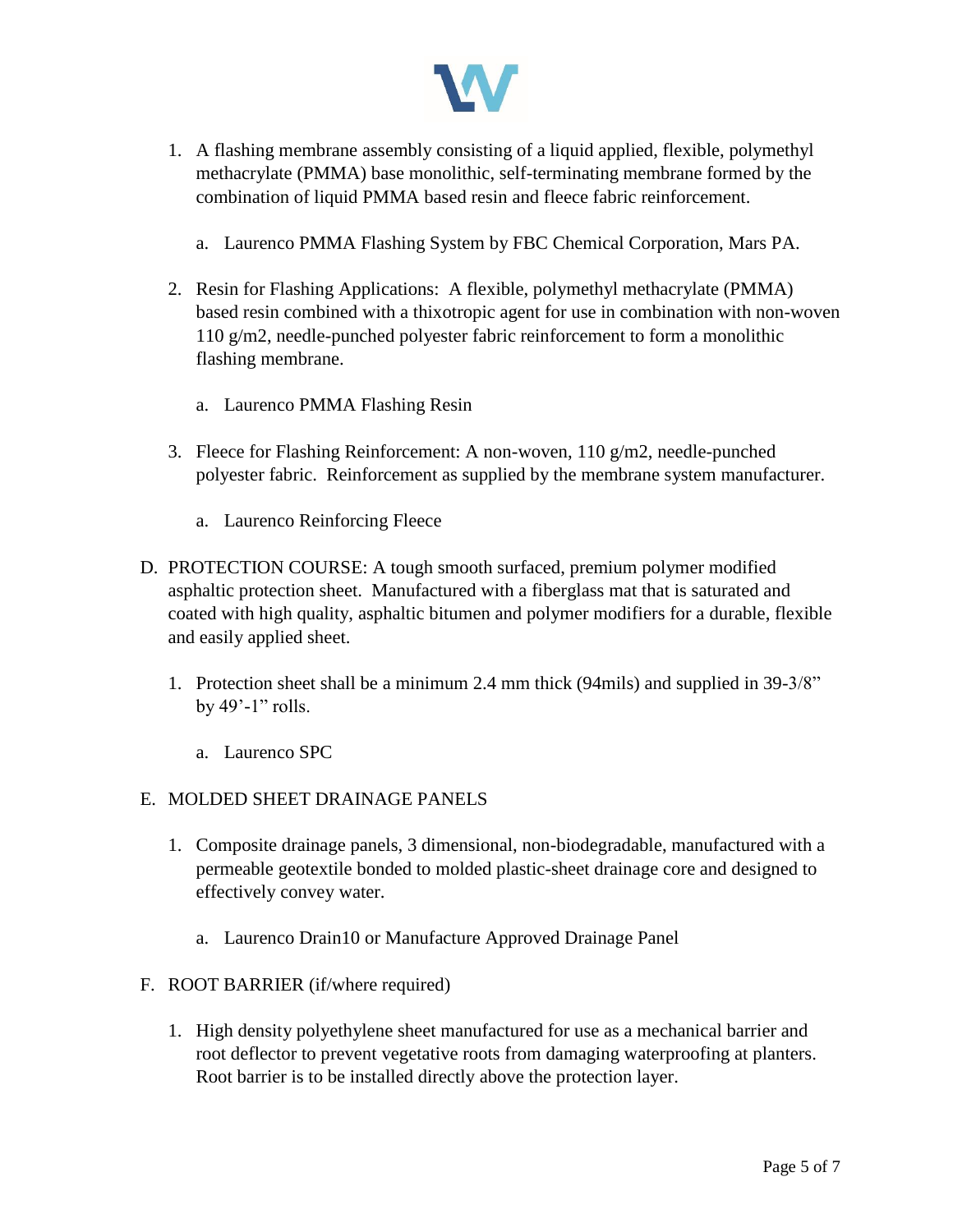1. A flashing membrane assembly consisting of a liquid applied, flexible, polymethyl methacrylate (PMMA) base monolithic, self-terminating membrane formed by the combination of liquid PMMA based resin and fleece fabric reinforcement.

    a. Laurenco PMMA Flashing System by FBC Chemical Corporation, Mars PA.

2. Resin for Flashing Applications: A flexible, polymethyl methacrylate (PMMA) based resin combined with a thixotropic agent for use in combination with non-woven 110 g/m2, needle-punched polyester fabric reinforcement to form a monolithic flashing membrane.

    a. Laurenco PMMA Flashing Resin

3. Fleece for Flashing Reinforcement: A non-woven, 110 g/m2, needle-punched polyester fabric. Reinforcement as supplied by the membrane system manufacturer.

    a. Laurenco Reinforcing Fleece

D. PROTECTION COURSE: A tough smooth surfaced, premium polymer modified asphaltic protection sheet. Manufactured with a fiberglass mat that is saturated and coated with high quality, asphaltic bitumen and polymer modifiers for a durable, flexible and easily applied sheet.

1. Protection sheet shall be a minimum 2.4 mm thick (94mils) and supplied in 39-3/8" by 49'-1" rolls.

    a. Laurenco SPC

E. MOLDED SHEET DRAINAGE PANELS

1. Composite drainage panels, 3 dimensional, non-biodegradable, manufactured with a permeable geotextile bonded to molded plastic-sheet drainage core and designed to effectively convey water.

    a. Laurenco Drain10 or Manufacture Approved Drainage Panel

F. ROOT BARRIER (if/where required)

1. High density polyethylene sheet manufactured for use as a mechanical barrier and root deflector to prevent vegetative roots from damaging waterproofing at planters. Root barrier is to be installed directly above the protection layer.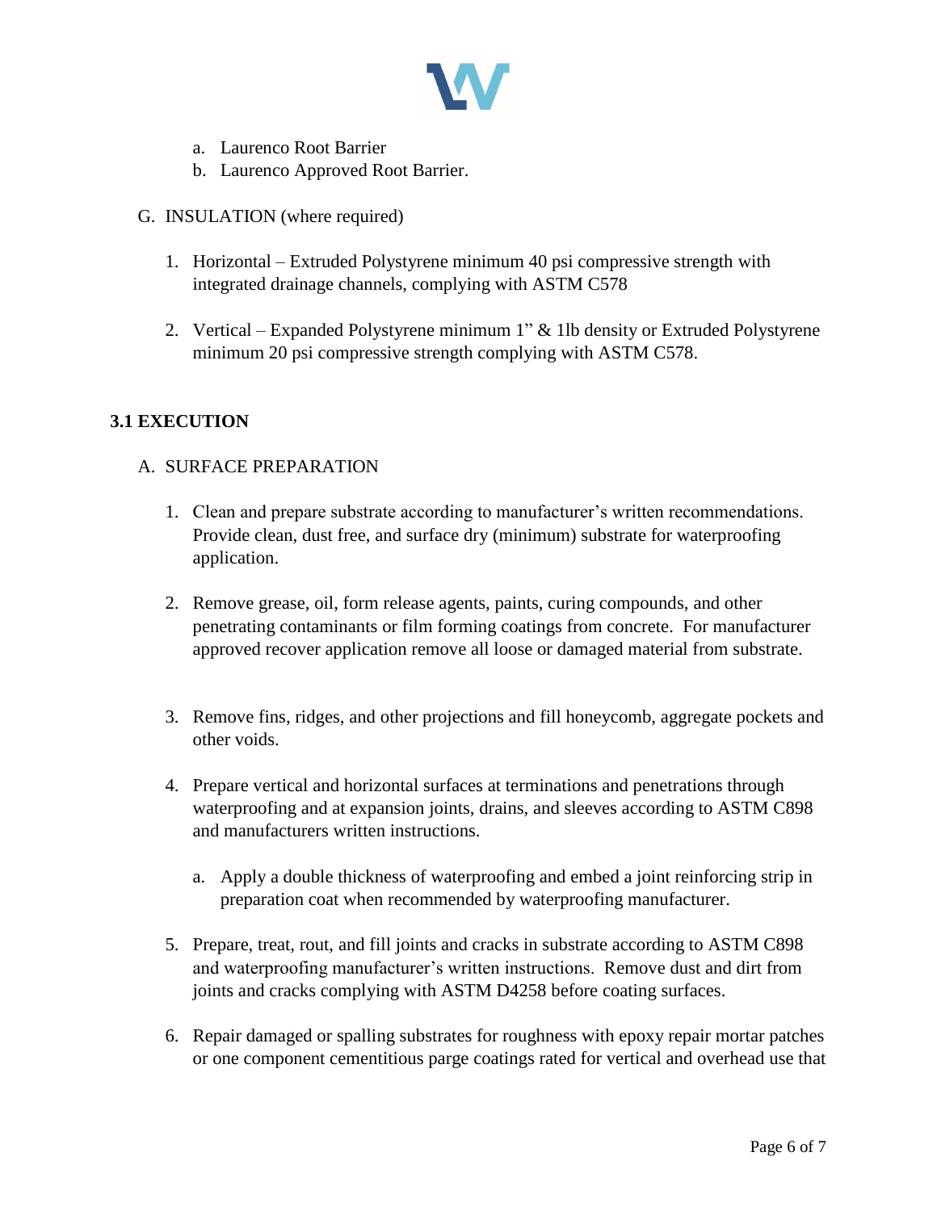a. Laurenco Root Barrier
   b. Laurenco Approved Root Barrier.

G. INSULATION (where required)

1. Horizontal – Extruded Polystyrene minimum 40 psi compressive strength with integrated drainage channels, complying with ASTM C578

2. Vertical – Expanded Polystyrene minimum 1" & 1lb density or Extruded Polystyrene minimum 20 psi compressive strength complying with ASTM C578.

## 3.1 EXECUTION

A. SURFACE PREPARATION

1. Clean and prepare substrate according to manufacturer's written recommendations. Provide clean, dust free, and surface dry (minimum) substrate for waterproofing application.

2. Remove grease, oil, form release agents, paints, curing compounds, and other penetrating contaminants or film forming coatings from concrete. For manufacturer approved recover application remove all loose or damaged material from substrate.

3. Remove fins, ridges, and other projections and fill honeycomb, aggregate pockets and other voids.

4. Prepare vertical and horizontal surfaces at terminations and penetrations through waterproofing and at expansion joints, drains, and sleeves according to ASTM C898 and manufacturers written instructions.

   a. Apply a double thickness of waterproofing and embed a joint reinforcing strip in preparation coat when recommended by waterproofing manufacturer.

5. Prepare, treat, rout, and fill joints and cracks in substrate according to ASTM C898 and waterproofing manufacturer's written instructions. Remove dust and dirt from joints and cracks complying with ASTM D4258 before coating surfaces.

6. Repair damaged or spalling substrates for roughness with epoxy repair mortar patches or one component cementitious parge coatings rated for vertical and overhead use that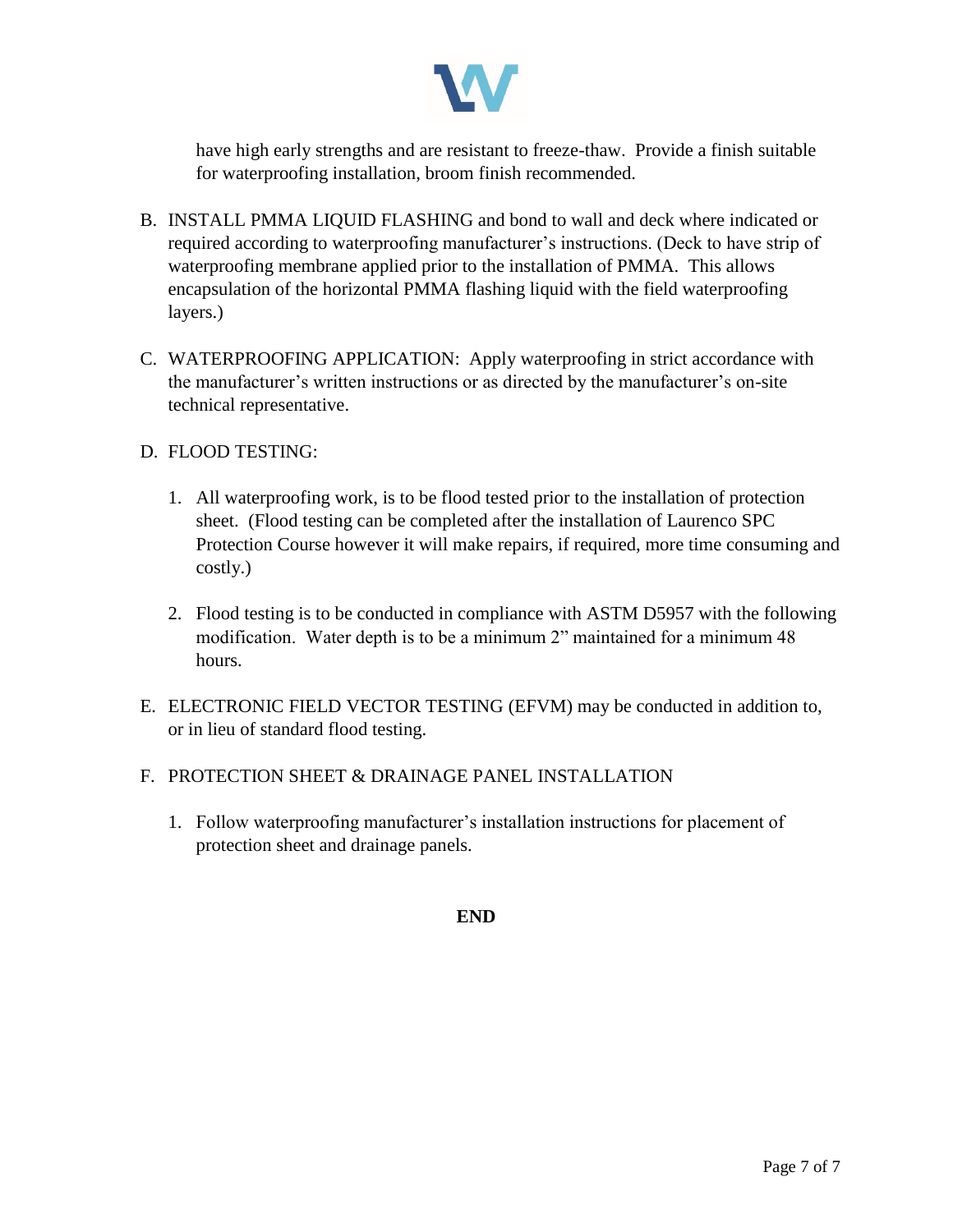have high early strengths and are resistant to freeze-thaw. Provide a finish suitable for waterproofing installation, broom finish recommended.

B. INSTALL PMMA LIQUID FLASHING and bond to wall and deck where indicated or required according to waterproofing manufacturer's instructions. (Deck to have strip of waterproofing membrane applied prior to the installation of PMMA. This allows encapsulation of the horizontal PMMA flashing liquid with the field waterproofing layers.)

C. WATERPROOFING APPLICATION: Apply waterproofing in strict accordance with the manufacturer's written instructions or as directed by the manufacturer's on-site technical representative.

D. FLOOD TESTING:

1. All waterproofing work, is to be flood tested prior to the installation of protection sheet. (Flood testing can be completed after the installation of Laurenco SPC Protection Course however it will make repairs, if required, more time consuming and costly.)

2. Flood testing is to be conducted in compliance with ASTM D5957 with the following modification. Water depth is to be a minimum 2" maintained for a minimum 48 hours.

E. ELECTRONIC FIELD VECTOR TESTING (EFVM) may be conducted in addition to, or in lieu of standard flood testing.

F. PROTECTION SHEET & DRAINAGE PANEL INSTALLATION

1. Follow waterproofing manufacturer's installation instructions for placement of protection sheet and drainage panels.

**END**